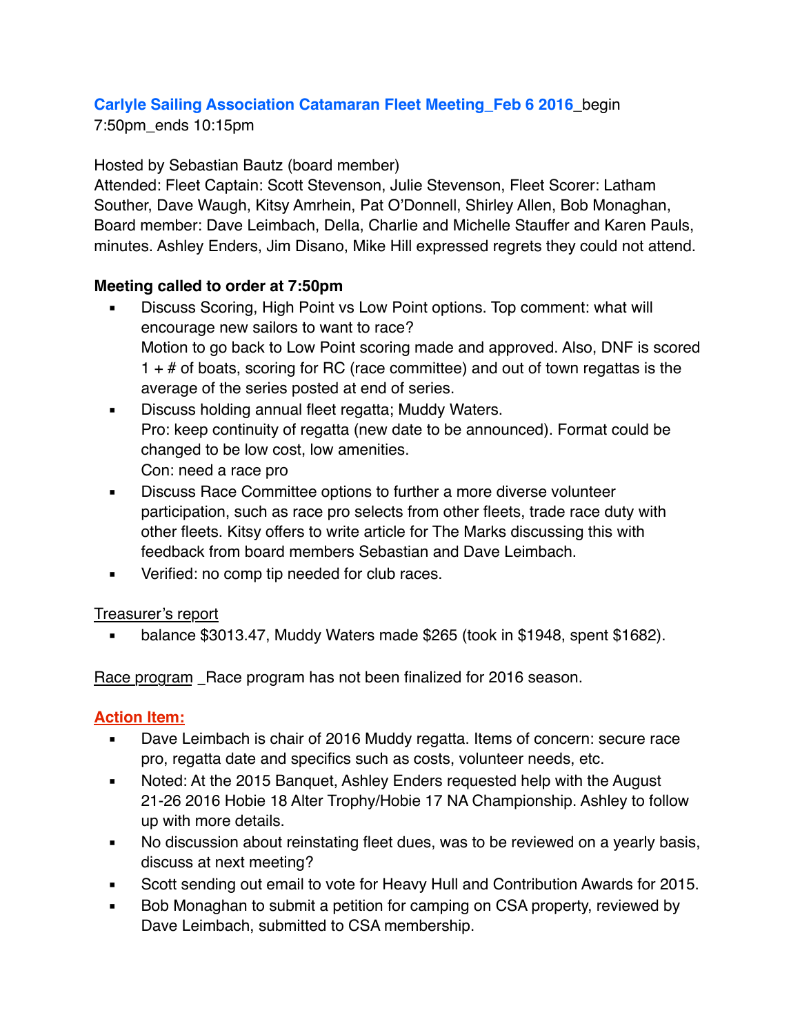**Carlyle Sailing Association Catamaran Fleet Meeting_Feb 6 2016**_begin 7:50pm_ends 10:15pm

Hosted by Sebastian Bautz (board member)
Attended: Fleet Captain: Scott Stevenson, Julie Stevenson, Fleet Scorer: Latham Souther, Dave Waugh, Kitsy Amrhein, Pat O'Donnell, Shirley Allen, Bob Monaghan, Board member: Dave Leimbach, Della, Charlie and Michelle Stauffer and Karen Pauls, minutes. Ashley Enders, Jim Disano, Mike Hill expressed regrets they could not attend.

**Meeting called to order at 7:50pm**

- Discuss Scoring, High Point vs Low Point options. Top comment: what will encourage new sailors to want to race?
  Motion to go back to Low Point scoring made and approved. Also, DNF is scored 1 + # of boats, scoring for RC (race committee) and out of town regattas is the average of the series posted at end of series.
- Discuss holding annual fleet regatta; Muddy Waters.
  Pro: keep continuity of regatta (new date to be announced). Format could be changed to be low cost, low amenities.
  Con: need a race pro
- Discuss Race Committee options to further a more diverse volunteer participation, such as race pro selects from other fleets, trade race duty with other fleets. Kitsy offers to write article for The Marks discussing this with feedback from board members Sebastian and Dave Leimbach.
- Verified: no comp tip needed for club races.

<u>Treasurer's report</u>

- balance $3013.47, Muddy Waters made $265 (took in $1948, spent $1682).

<u>Race program</u> _Race program has not been finalized for 2016 season.

**<u>Action Item:</u>**

- Dave Leimbach is chair of 2016 Muddy regatta. Items of concern: secure race pro, regatta date and specifics such as costs, volunteer needs, etc.
- Noted: At the 2015 Banquet, Ashley Enders requested help with the August 21-26 2016 Hobie 18 Alter Trophy/Hobie 17 NA Championship. Ashley to follow up with more details.
- No discussion about reinstating fleet dues, was to be reviewed on a yearly basis, discuss at next meeting?
- Scott sending out email to vote for Heavy Hull and Contribution Awards for 2015.
- Bob Monaghan to submit a petition for camping on CSA property, reviewed by Dave Leimbach, submitted to CSA membership.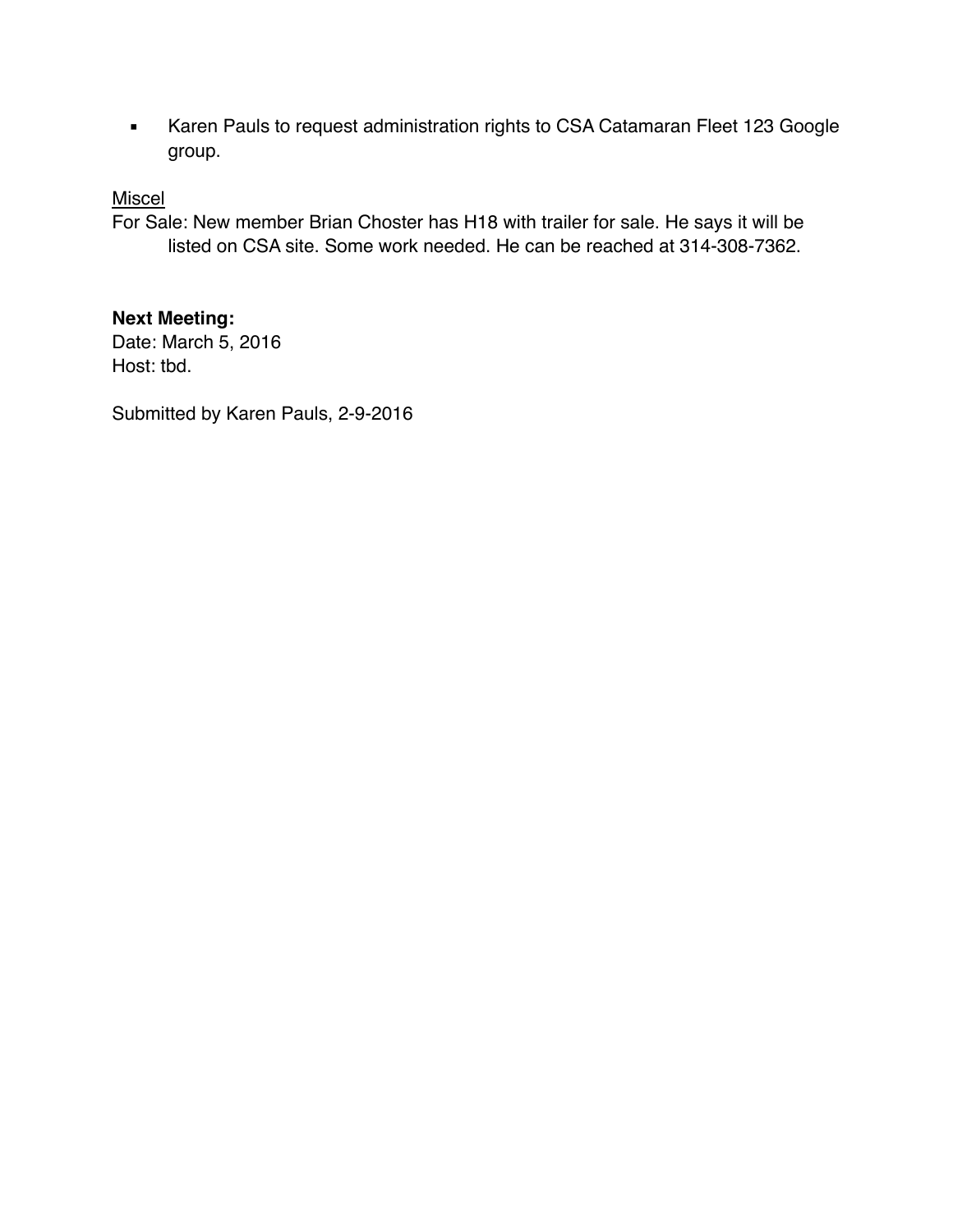- Karen Pauls to request administration rights to CSA Catamaran Fleet 123 Google group.

<u>Miscel</u>

For Sale: New member Brian Choster has H18 with trailer for sale. He says it will be listed on CSA site. Some work needed. He can be reached at 314-308-7362.

**Next Meeting:**

Date: March 5, 2016
Host: tbd.

Submitted by Karen Pauls, 2-9-2016